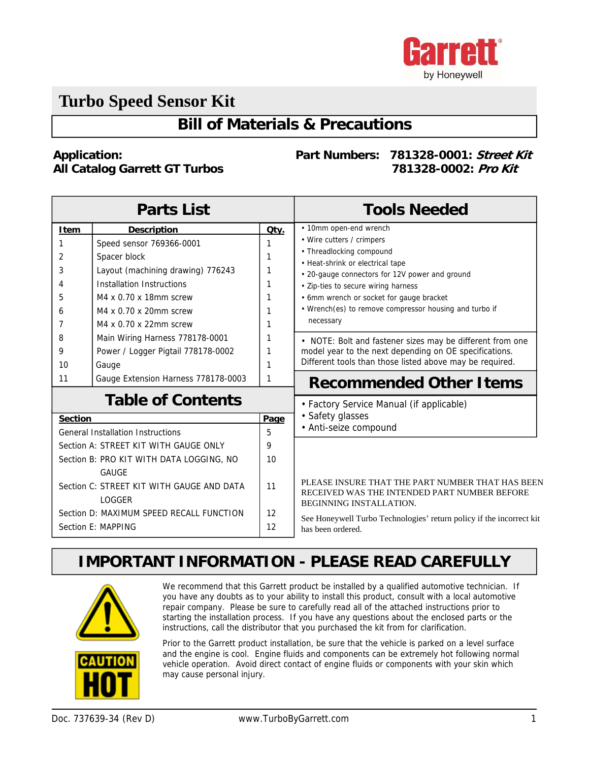Garrett by Honeywell

# Turbo Speed Sensor Kit

## Bill of Materials & Precautions

**Application:**
**All Catalog Garrett GT Turbos**

**Part Numbers: 781328-0001: *Street Kit***
**781328-0002: *Pro Kit***

## Parts List

| Item | Description | Qty. |
|---|---|---|
| 1 | Speed sensor 769366-0001 | 1 |
| 2 | Spacer block | 1 |
| 3 | Layout (machining drawing) 776243 | 1 |
| 4 | Installation Instructions | 1 |
| 5 | M4 x 0.70 x 18mm screw | 1 |
| 6 | M4 x 0.70 x 20mm screw | 1 |
| 7 | M4 x 0.70 x 22mm screw | 1 |
| 8 | Main Wiring Harness 778178-0001 | 1 |
| 9 | Power / Logger Pigtail 778178-0002 | 1 |
| 10 | Gauge | 1 |
| 11 | Gauge Extension Harness 778178-0003 | 1 |

## Table of Contents

| Section | Page |
|---|---|
| General Installation Instructions | 5 |
| Section A: STREET KIT WITH GAUGE ONLY | 9 |
| Section B: PRO KIT WITH DATA LOGGING, NO GAUGE | 10 |
| Section C: STREET KIT WITH GAUGE AND DATA LOGGER | 11 |
| Section D: MAXIMUM SPEED RECALL FUNCTION | 12 |
| Section E: MAPPING | 12 |

## Tools Needed

- 10mm open-end wrench
- Wire cutters / crimpers
- Threadlocking compound
- Heat-shrink or electrical tape
- 20-gauge connectors for 12V power and ground
- Zip-ties to secure wiring harness
- 6mm wrench or socket for gauge bracket
- Wrench(es) to remove compressor housing and turbo if necessary

- NOTE: Bolt and fastener sizes may be different from one model year to the next depending on OE specifications. Different tools than those listed above may be required.

## Recommended Other Items

- Factory Service Manual (if applicable)
- Safety glasses
- Anti-seize compound

PLEASE INSURE THAT THE PART NUMBER THAT HAS BEEN RECEIVED WAS THE INTENDED PART NUMBER BEFORE BEGINNING INSTALLATION.

See Honeywell Turbo Technologies' return policy if the incorrect kit has been ordered.

## IMPORTANT INFORMATION - PLEASE READ CAREFULLY

CAUTION HOT

We recommend that this Garrett product be installed by a qualified automotive technician. If you have any doubts as to your ability to install this product, consult with a local automotive repair company. Please be sure to carefully read all of the attached instructions prior to starting the installation process. If you have any questions about the enclosed parts or the instructions, call the distributor that you purchased the kit from for clarification.

Prior to the Garrett product installation, be sure that the vehicle is parked on a level surface and the engine is cool. Engine fluids and components can be extremely hot following normal vehicle operation. Avoid direct contact of engine fluids or components with your skin which may cause personal injury.

Doc. 737639-34 (Rev D) www.TurboByGarrett.com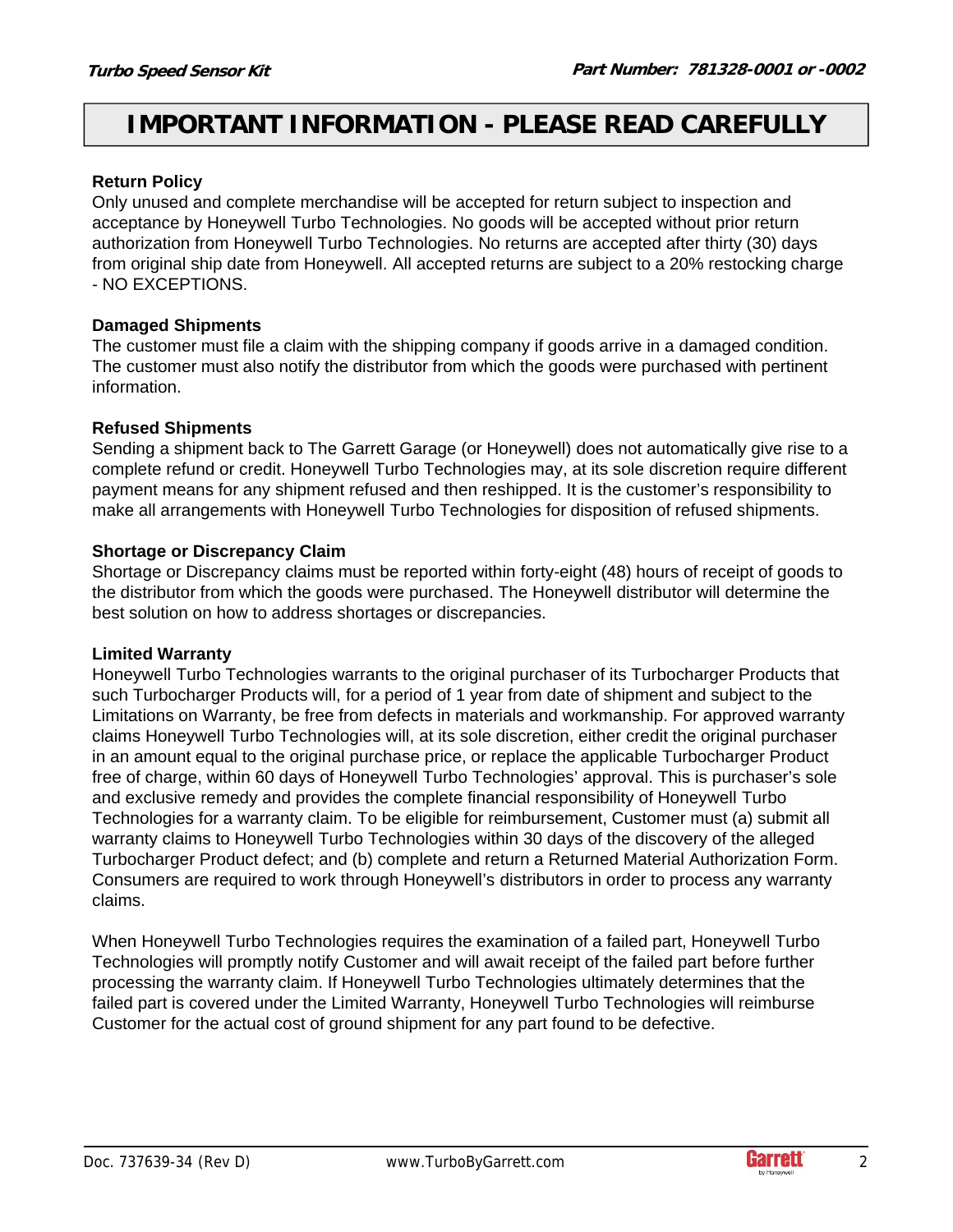# IMPORTANT INFORMATION - PLEASE READ CAREFULLY

**Return Policy**

Only unused and complete merchandise will be accepted for return subject to inspection and acceptance by Honeywell Turbo Technologies. No goods will be accepted without prior return authorization from Honeywell Turbo Technologies. No returns are accepted after thirty (30) days from original ship date from Honeywell. All accepted returns are subject to a 20% restocking charge - NO EXCEPTIONS.

**Damaged Shipments**

The customer must file a claim with the shipping company if goods arrive in a damaged condition. The customer must also notify the distributor from which the goods were purchased with pertinent information.

**Refused Shipments**

Sending a shipment back to The Garrett Garage (or Honeywell) does not automatically give rise to a complete refund or credit. Honeywell Turbo Technologies may, at its sole discretion require different payment means for any shipment refused and then reshipped. It is the customer's responsibility to make all arrangements with Honeywell Turbo Technologies for disposition of refused shipments.

**Shortage or Discrepancy Claim**

Shortage or Discrepancy claims must be reported within forty-eight (48) hours of receipt of goods to the distributor from which the goods were purchased. The Honeywell distributor will determine the best solution on how to address shortages or discrepancies.

**Limited Warranty**

Honeywell Turbo Technologies warrants to the original purchaser of its Turbocharger Products that such Turbocharger Products will, for a period of 1 year from date of shipment and subject to the Limitations on Warranty, be free from defects in materials and workmanship. For approved warranty claims Honeywell Turbo Technologies will, at its sole discretion, either credit the original purchaser in an amount equal to the original purchase price, or replace the applicable Turbocharger Product free of charge, within 60 days of Honeywell Turbo Technologies' approval. This is purchaser's sole and exclusive remedy and provides the complete financial responsibility of Honeywell Turbo Technologies for a warranty claim. To be eligible for reimbursement, Customer must (a) submit all warranty claims to Honeywell Turbo Technologies within 30 days of the discovery of the alleged Turbocharger Product defect; and (b) complete and return a Returned Material Authorization Form. Consumers are required to work through Honeywell's distributors in order to process any warranty claims.

When Honeywell Turbo Technologies requires the examination of a failed part, Honeywell Turbo Technologies will promptly notify Customer and will await receipt of the failed part before further processing the warranty claim. If Honeywell Turbo Technologies ultimately determines that the failed part is covered under the Limited Warranty, Honeywell Turbo Technologies will reimburse Customer for the actual cost of ground shipment for any part found to be defective.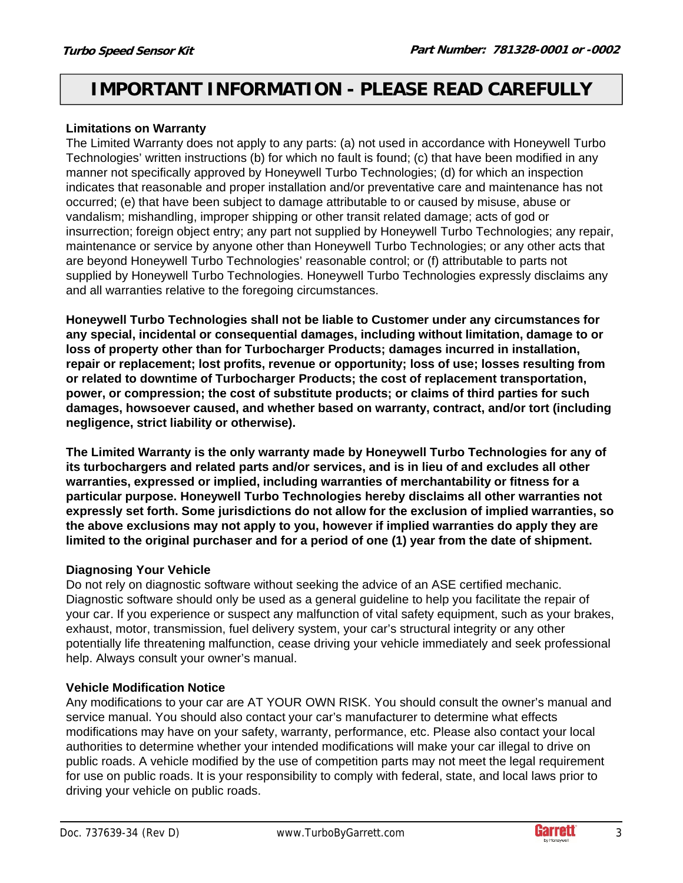# IMPORTANT INFORMATION - PLEASE READ CAREFULLY

**Limitations on Warranty**

The Limited Warranty does not apply to any parts: (a) not used in accordance with Honeywell Turbo Technologies' written instructions (b) for which no fault is found; (c) that have been modified in any manner not specifically approved by Honeywell Turbo Technologies; (d) for which an inspection indicates that reasonable and proper installation and/or preventative care and maintenance has not occurred; (e) that have been subject to damage attributable to or caused by misuse, abuse or vandalism; mishandling, improper shipping or other transit related damage; acts of god or insurrection; foreign object entry; any part not supplied by Honeywell Turbo Technologies; any repair, maintenance or service by anyone other than Honeywell Turbo Technologies; or any other acts that are beyond Honeywell Turbo Technologies' reasonable control; or (f) attributable to parts not supplied by Honeywell Turbo Technologies. Honeywell Turbo Technologies expressly disclaims any and all warranties relative to the foregoing circumstances.

**Honeywell Turbo Technologies shall not be liable to Customer under any circumstances for any special, incidental or consequential damages, including without limitation, damage to or loss of property other than for Turbocharger Products; damages incurred in installation, repair or replacement; lost profits, revenue or opportunity; loss of use; losses resulting from or related to downtime of Turbocharger Products; the cost of replacement transportation, power, or compression; the cost of substitute products; or claims of third parties for such damages, howsoever caused, and whether based on warranty, contract, and/or tort (including negligence, strict liability or otherwise).**

**The Limited Warranty is the only warranty made by Honeywell Turbo Technologies for any of its turbochargers and related parts and/or services, and is in lieu of and excludes all other warranties, expressed or implied, including warranties of merchantability or fitness for a particular purpose. Honeywell Turbo Technologies hereby disclaims all other warranties not expressly set forth. Some jurisdictions do not allow for the exclusion of implied warranties, so the above exclusions may not apply to you, however if implied warranties do apply they are limited to the original purchaser and for a period of one (1) year from the date of shipment.**

**Diagnosing Your Vehicle**

Do not rely on diagnostic software without seeking the advice of an ASE certified mechanic. Diagnostic software should only be used as a general guideline to help you facilitate the repair of your car. If you experience or suspect any malfunction of vital safety equipment, such as your brakes, exhaust, motor, transmission, fuel delivery system, your car's structural integrity or any other potentially life threatening malfunction, cease driving your vehicle immediately and seek professional help. Always consult your owner's manual.

**Vehicle Modification Notice**

Any modifications to your car are AT YOUR OWN RISK. You should consult the owner's manual and service manual. You should also contact your car's manufacturer to determine what effects modifications may have on your safety, warranty, performance, etc. Please also contact your local authorities to determine whether your intended modifications will make your car illegal to drive on public roads. A vehicle modified by the use of competition parts may not meet the legal requirement for use on public roads. It is your responsibility to comply with federal, state, and local laws prior to driving your vehicle on public roads.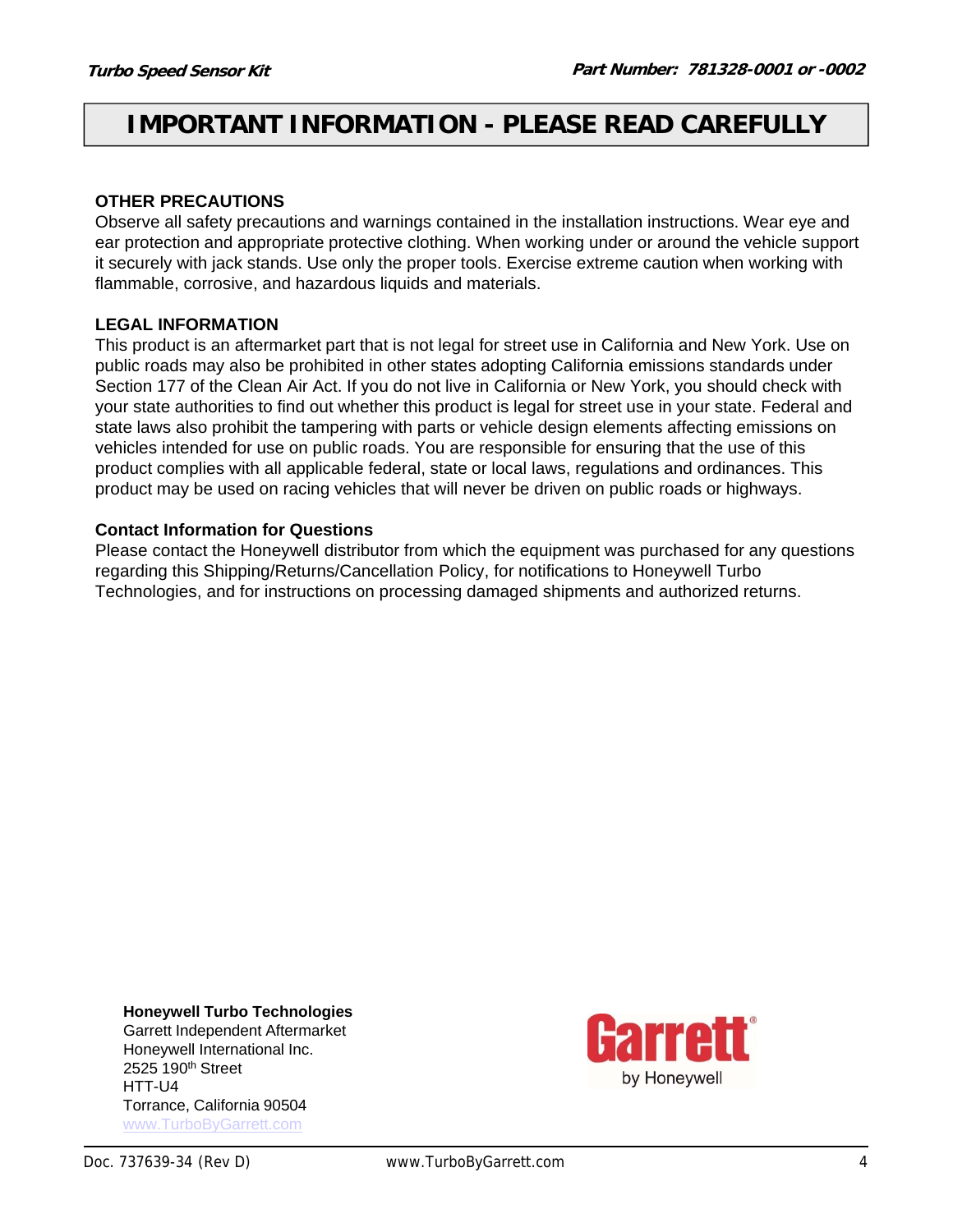# IMPORTANT INFORMATION - PLEASE READ CAREFULLY

## OTHER PRECAUTIONS

Observe all safety precautions and warnings contained in the installation instructions. Wear eye and ear protection and appropriate protective clothing. When working under or around the vehicle support it securely with jack stands. Use only the proper tools. Exercise extreme caution when working with flammable, corrosive, and hazardous liquids and materials.

## LEGAL INFORMATION

This product is an aftermarket part that is not legal for street use in California and New York. Use on public roads may also be prohibited in other states adopting California emissions standards under Section 177 of the Clean Air Act. If you do not live in California or New York, you should check with your state authorities to find out whether this product is legal for street use in your state. Federal and state laws also prohibit the tampering with parts or vehicle design elements affecting emissions on vehicles intended for use on public roads. You are responsible for ensuring that the use of this product complies with all applicable federal, state or local laws, regulations and ordinances. This product may be used on racing vehicles that will never be driven on public roads or highways.

## Contact Information for Questions

Please contact the Honeywell distributor from which the equipment was purchased for any questions regarding this Shipping/Returns/Cancellation Policy, for notifications to Honeywell Turbo Technologies, and for instructions on processing damaged shipments and authorized returns.

**Honeywell Turbo Technologies**
Garrett Independent Aftermarket
Honeywell International Inc.
2525 190th Street
HTT-U4
Torrance, California 90504
www.TurboByGarrett.com

Garrett® by Honeywell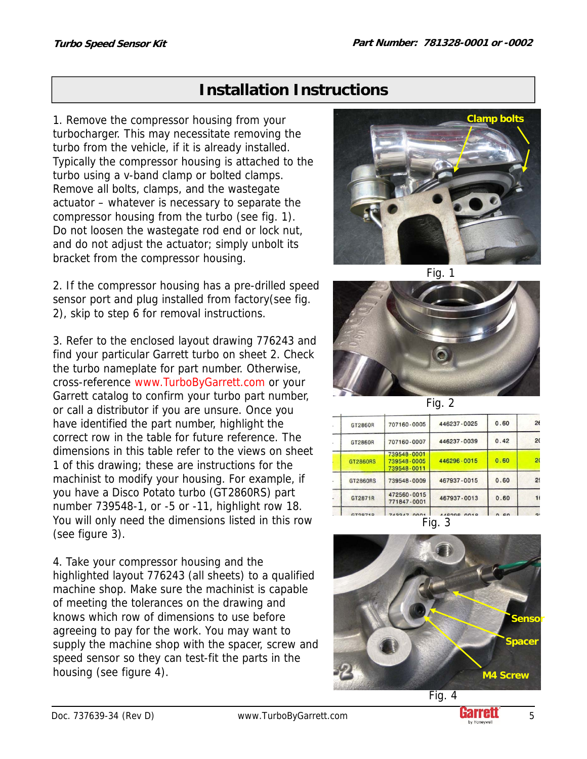# Installation Instructions

1. Remove the compressor housing from your turbocharger. This may necessitate removing the turbo from the vehicle, if it is already installed. Typically the compressor housing is attached to the turbo using a v-band clamp or bolted clamps. Remove all bolts, clamps, and the wastegate actuator – whatever is necessary to separate the compressor housing from the turbo (see fig. 1). Do not loosen the wastegate rod end or lock nut, and do not adjust the actuator; simply unbolt its bracket from the compressor housing.

2. If the compressor housing has a pre-drilled speed sensor port and plug installed from factory(see fig. 2), skip to step 6 for removal instructions.

3. Refer to the enclosed layout drawing 776243 and find your particular Garrett turbo on sheet 2. Check the turbo nameplate for part number. Otherwise, cross-reference www.TurboByGarrett.com or your Garrett catalog to confirm your turbo part number, or call a distributor if you are unsure. Once you have identified the part number, highlight the correct row in the table for future reference. The dimensions in this table refer to the views on sheet 1 of this drawing; these are instructions for the machinist to modify your housing. For example, if you have a Disco Potato turbo (GT2860RS) part number 739548-1, or -5 or -11, highlight row 18. You will only need the dimensions listed in this row (see figure 3).

4. Take your compressor housing and the highlighted layout 776243 (all sheets) to a qualified machine shop. Make sure the machinist is capable of meeting the tolerances on the drawing and knows which row of dimensions to use before agreeing to pay for the work. You may want to supply the machine shop with the spacer, screw and speed sensor so they can test-fit the parts in the housing (see figure 4).

Fig. 1

Fig. 2

Fig. 3

Fig. 4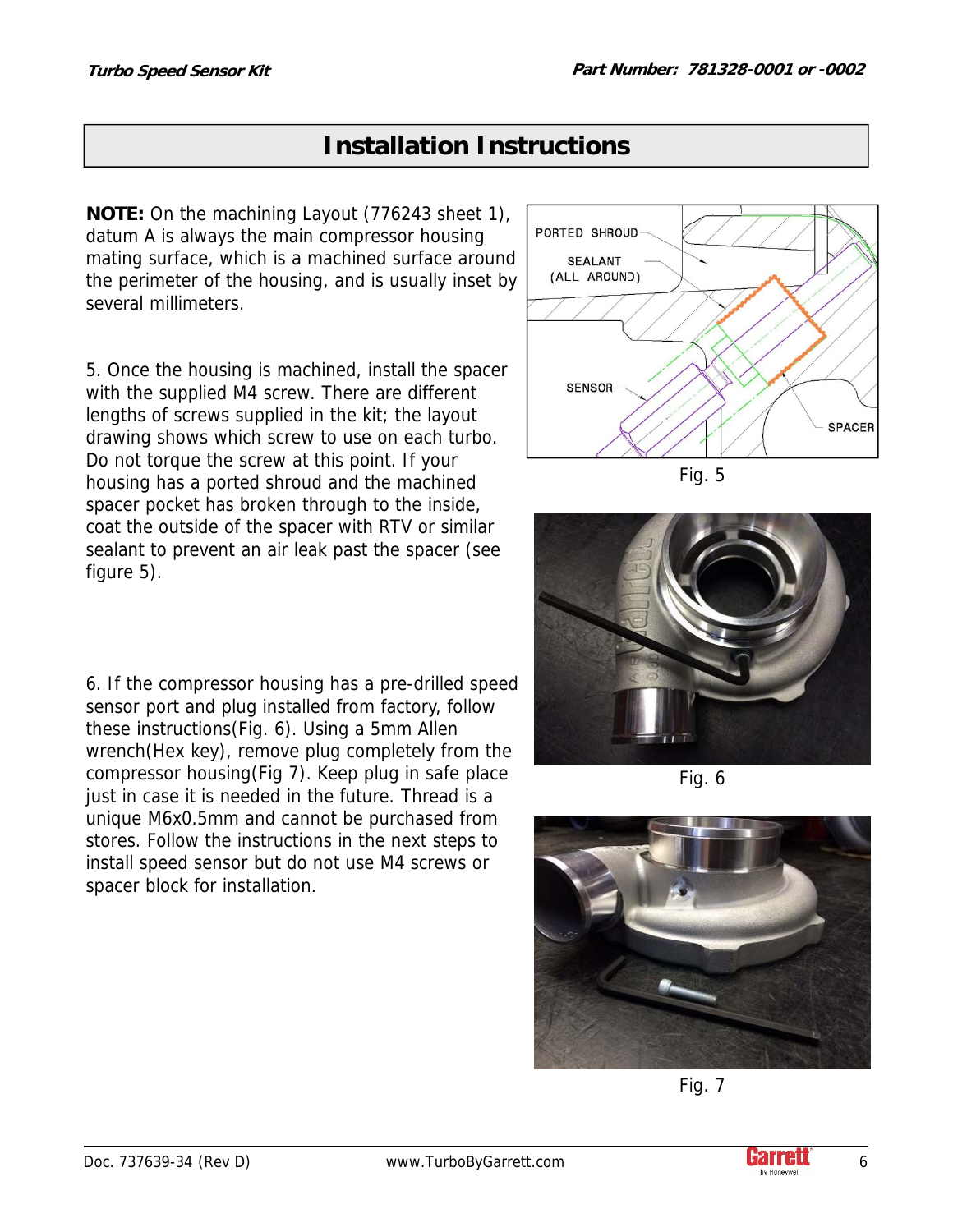## Installation Instructions

**NOTE:** On the machining Layout (776243 sheet 1), datum A is always the main compressor housing mating surface, which is a machined surface around the perimeter of the housing, and is usually inset by several millimeters.

5. Once the housing is machined, install the spacer with the supplied M4 screw. There are different lengths of screws supplied in the kit; the layout drawing shows which screw to use on each turbo. Do not torque the screw at this point. If your housing has a ported shroud and the machined spacer pocket has broken through to the inside, coat the outside of the spacer with RTV or similar sealant to prevent an air leak past the spacer (see figure 5).

PORTED SHROUD
SEALANT
(ALL AROUND)
SENSOR
SPACER

Fig. 5

6. If the compressor housing has a pre-drilled speed sensor port and plug installed from factory, follow these instructions(Fig. 6). Using a 5mm Allen wrench(Hex key), remove plug completely from the compressor housing(Fig 7). Keep plug in safe place just in case it is needed in the future. Thread is a unique M6x0.5mm and cannot be purchased from stores. Follow the instructions in the next steps to install speed sensor but do not use M4 screws or spacer block for installation.

Fig. 6

Fig. 7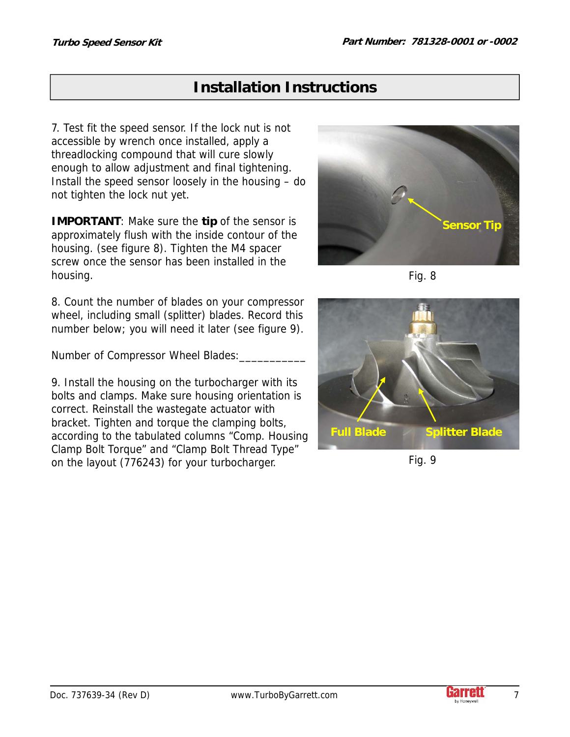## Installation Instructions

7. Test fit the speed sensor. If the lock nut is not accessible by wrench once installed, apply a threadlocking compound that will cure slowly enough to allow adjustment and final tightening. Install the speed sensor loosely in the housing – do not tighten the lock nut yet.

**IMPORTANT**: Make sure the **tip** of the sensor is approximately flush with the inside contour of the housing. (see figure 8). Tighten the M4 spacer screw once the sensor has been installed in the housing.

Sensor Tip

Fig. 8

8. Count the number of blades on your compressor wheel, including small (splitter) blades. Record this number below; you will need it later (see figure 9).

Number of Compressor Wheel Blades:___________

Full Blade    Splitter Blade

Fig. 9

9. Install the housing on the turbocharger with its bolts and clamps. Make sure housing orientation is correct. Reinstall the wastegate actuator with bracket. Tighten and torque the clamping bolts, according to the tabulated columns "Comp. Housing Clamp Bolt Torque" and "Clamp Bolt Thread Type" on the layout (776243) for your turbocharger.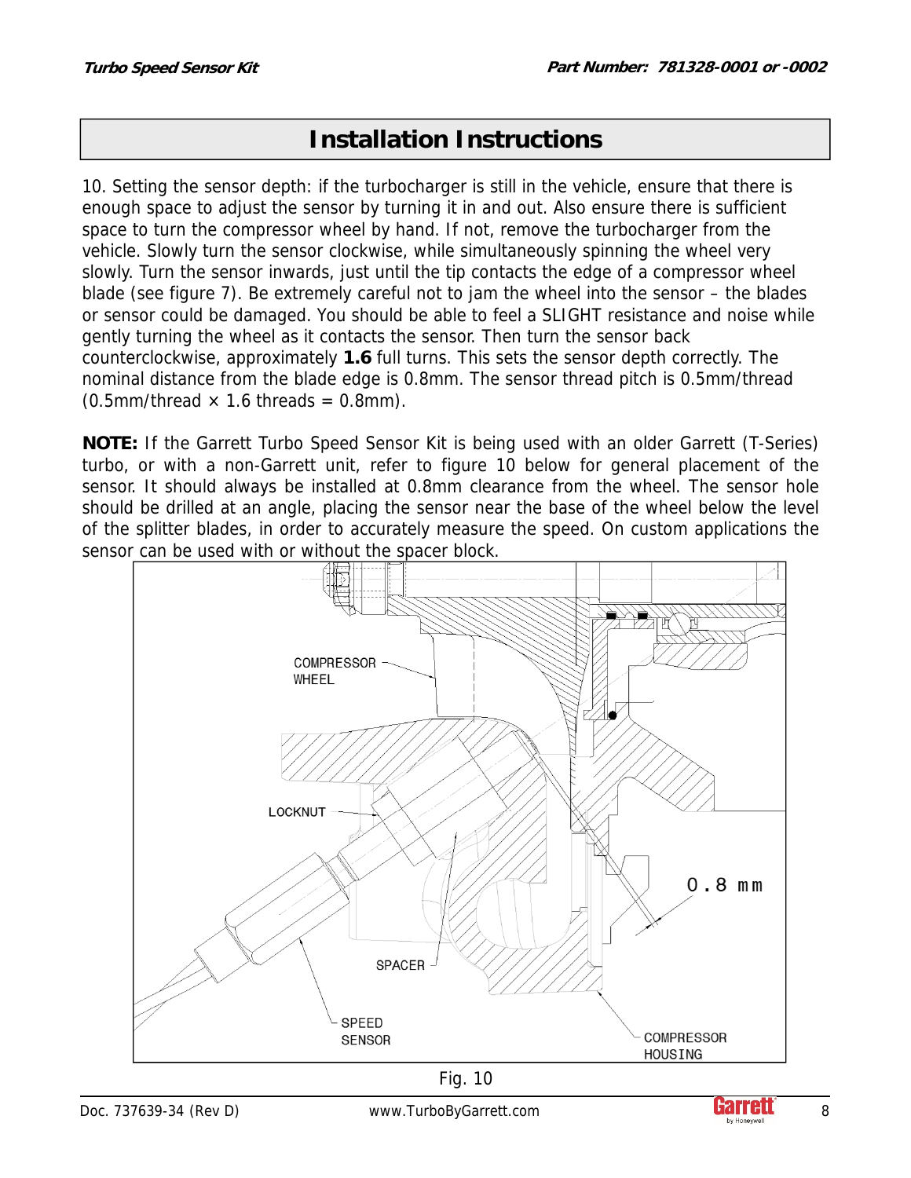## Installation Instructions

10. Setting the sensor depth: if the turbocharger is still in the vehicle, ensure that there is enough space to adjust the sensor by turning it in and out. Also ensure there is sufficient space to turn the compressor wheel by hand. If not, remove the turbocharger from the vehicle. Slowly turn the sensor clockwise, while simultaneously spinning the wheel very slowly. Turn the sensor inwards, just until the tip contacts the edge of a compressor wheel blade (see figure 7). Be extremely careful not to jam the wheel into the sensor – the blades or sensor could be damaged. You should be able to feel a SLIGHT resistance and noise while gently turning the wheel as it contacts the sensor. Then turn the sensor back counterclockwise, approximately **1.6** full turns. This sets the sensor depth correctly. The nominal distance from the blade edge is 0.8mm. The sensor thread pitch is 0.5mm/thread (0.5mm/thread × 1.6 threads = 0.8mm).

**NOTE:** If the Garrett Turbo Speed Sensor Kit is being used with an older Garrett (T-Series) turbo, or with a non-Garrett unit, refer to figure 10 below for general placement of the sensor. It should always be installed at 0.8mm clearance from the wheel. The sensor hole should be drilled at an angle, placing the sensor near the base of the wheel below the level of the splitter blades, in order to accurately measure the speed. On custom applications the sensor can be used with or without the spacer block.

Fig. 10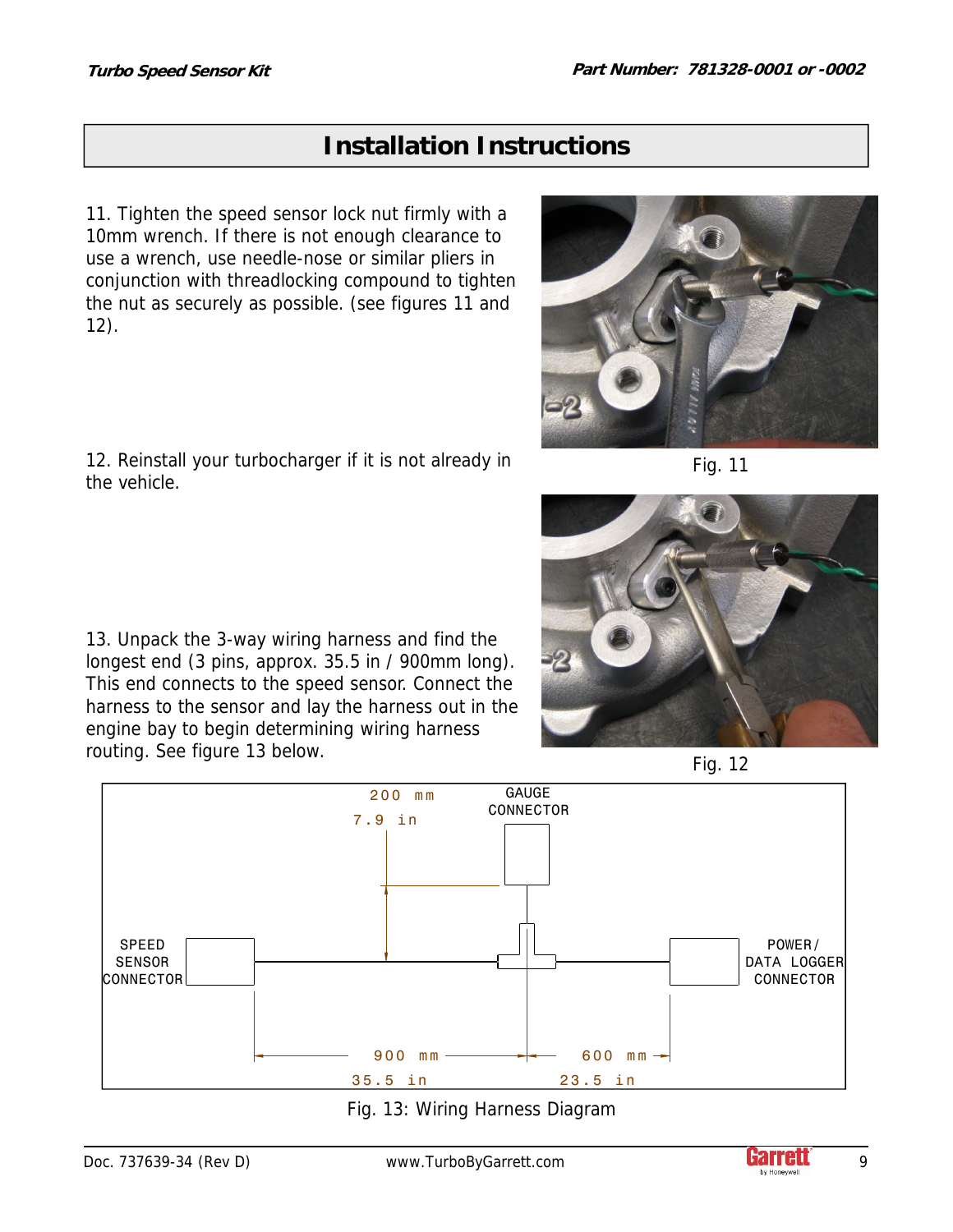## Installation Instructions

11. Tighten the speed sensor lock nut firmly with a 10mm wrench. If there is not enough clearance to use a wrench, use needle-nose or similar pliers in conjunction with threadlocking compound to tighten the nut as securely as possible. (see figures 11 and 12).

Fig. 11

12. Reinstall your turbocharger if it is not already in the vehicle.

Fig. 12

13. Unpack the 3-way wiring harness and find the longest end (3 pins, approx. 35.5 in / 900mm long). This end connects to the speed sensor. Connect the harness to the sensor and lay the harness out in the engine bay to begin determining wiring harness routing. See figure 13 below.

Fig. 13: Wiring Harness Diagram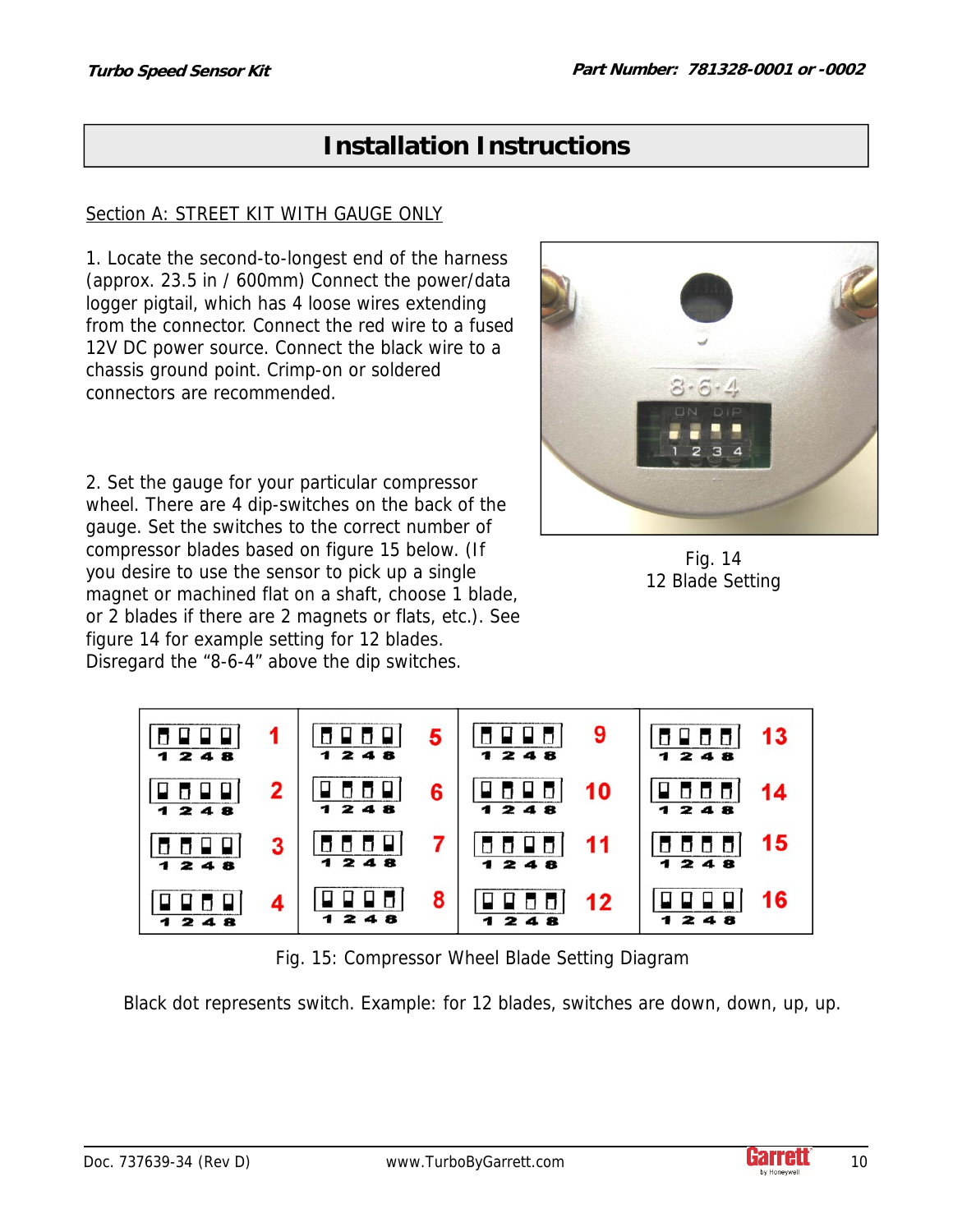## Installation Instructions

### Section A: STREET KIT WITH GAUGE ONLY

1. Locate the second-to-longest end of the harness (approx. 23.5 in / 600mm) Connect the power/data logger pigtail, which has 4 loose wires extending from the connector. Connect the red wire to a fused 12V DC power source. Connect the black wire to a chassis ground point. Crimp-on or soldered connectors are recommended.

2. Set the gauge for your particular compressor wheel. There are 4 dip-switches on the back of the gauge. Set the switches to the correct number of compressor blades based on figure 15 below. (If you desire to use the sensor to pick up a single magnet or machined flat on a shaft, choose 1 blade, or 2 blades if there are 2 magnets or flats, etc.). See figure 14 for example setting for 12 blades. Disregard the "8-6-4" above the dip switches.

Fig. 14
12 Blade Setting

Fig. 15: Compressor Wheel Blade Setting Diagram

Black dot represents switch. Example: for 12 blades, switches are down, down, up, up.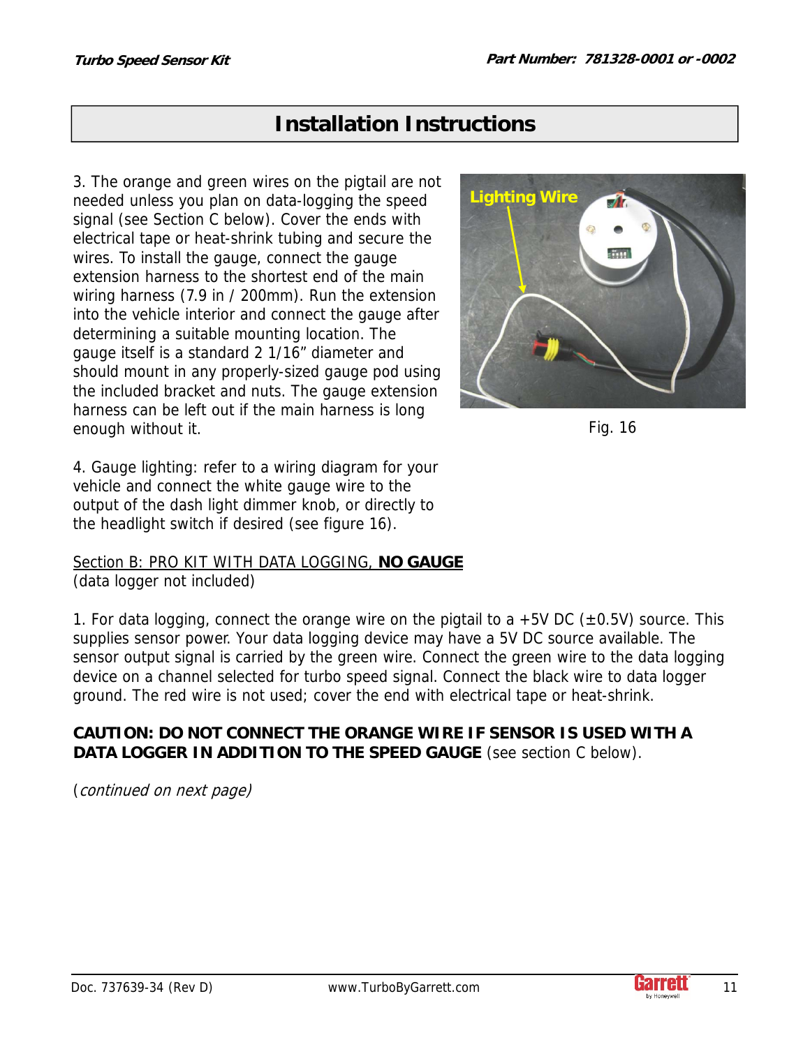## Installation Instructions

3. The orange and green wires on the pigtail are not needed unless you plan on data-logging the speed signal (see Section C below). Cover the ends with electrical tape or heat-shrink tubing and secure the wires. To install the gauge, connect the gauge extension harness to the shortest end of the main wiring harness (7.9 in / 200mm). Run the extension into the vehicle interior and connect the gauge after determining a suitable mounting location. The gauge itself is a standard 2 1/16” diameter and should mount in any properly-sized gauge pod using the included bracket and nuts. The gauge extension harness can be left out if the main harness is long enough without it.

Fig. 16

4. Gauge lighting: refer to a wiring diagram for your vehicle and connect the white gauge wire to the output of the dash light dimmer knob, or directly to the headlight switch if desired (see figure 16).

Section B: PRO KIT WITH DATA LOGGING, **NO GAUGE**
(data logger not included)

1. For data logging, connect the orange wire on the pigtail to a +5V DC (±0.5V) source. This supplies sensor power. Your data logging device may have a 5V DC source available. The sensor output signal is carried by the green wire. Connect the green wire to the data logging device on a channel selected for turbo speed signal. Connect the black wire to data logger ground. The red wire is not used; cover the end with electrical tape or heat-shrink.

**CAUTION: DO NOT CONNECT THE ORANGE WIRE IF SENSOR IS USED WITH A DATA LOGGER IN ADDITION TO THE SPEED GAUGE** (see section C below).

(*continued on next page)*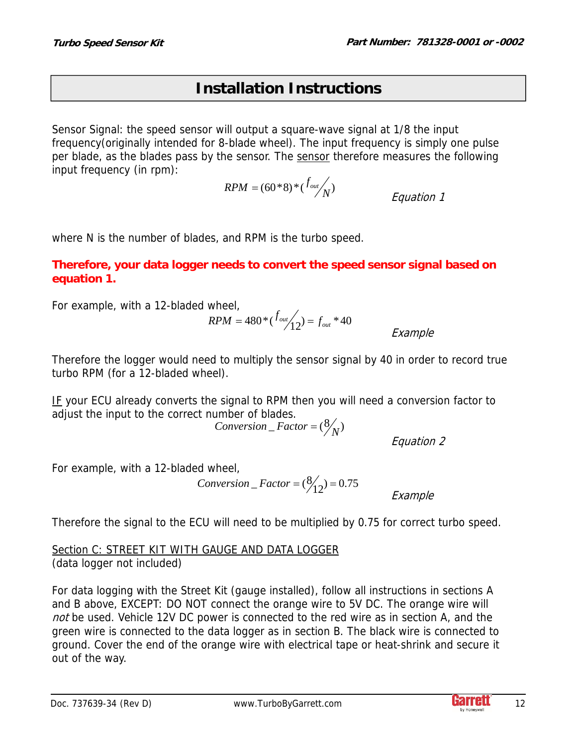## Installation Instructions

Sensor Signal: the speed sensor will output a square-wave signal at 1/8 the input frequency(originally intended for 8-blade wheel). The input frequency is simply one pulse per blade, as the blades pass by the sensor. The <u>sensor</u> therefore measures the following input frequency (in rpm):

$$RPM = (60 * 8) * (f_{out}/N)$$

*Equation 1*

where N is the number of blades, and RPM is the turbo speed.

**Therefore, your data logger needs to convert the speed sensor signal based on equation 1.**

For example, with a 12-bladed wheel,

$$RPM = 480 * (f_{out}/12) = f_{out} * 40$$

*Example*

Therefore the logger would need to multiply the sensor signal by 40 in order to record true turbo RPM (for a 12-bladed wheel).

<u>IF</u> your ECU already converts the signal to RPM then you will need a conversion factor to adjust the input to the correct number of blades.

$$Conversion\_Factor = (8/N)$$

*Equation 2*

For example, with a 12-bladed wheel,

$$Conversion\_Factor = (8/12) = 0.75$$

*Example*

Therefore the signal to the ECU will need to be multiplied by 0.75 for correct turbo speed.

<u>Section C: STREET KIT WITH GAUGE AND DATA LOGGER</u>
(data logger not included)

For data logging with the Street Kit (gauge installed), follow all instructions in sections A and B above, EXCEPT: DO NOT connect the orange wire to 5V DC. The orange wire will *not* be used. Vehicle 12V DC power is connected to the red wire as in section A, and the green wire is connected to the data logger as in section B. The black wire is connected to ground. Cover the end of the orange wire with electrical tape or heat-shrink and secure it out of the way.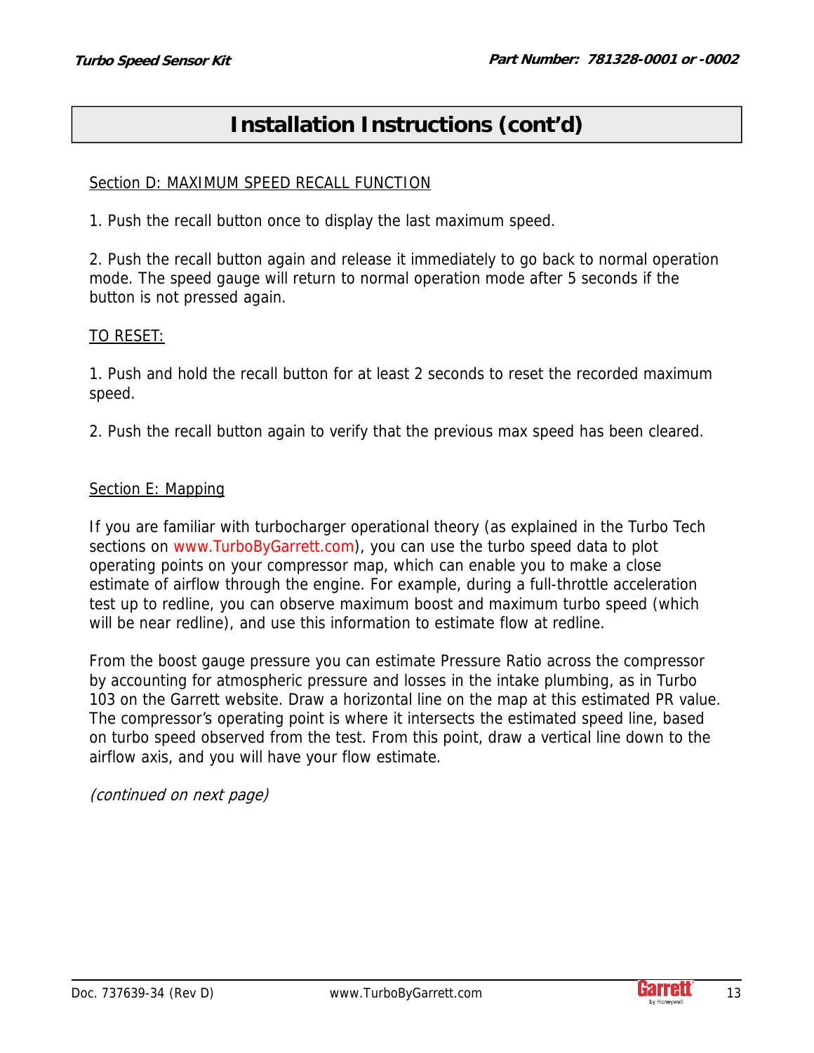## Installation Instructions (cont'd)

Section D: MAXIMUM SPEED RECALL FUNCTION

1. Push the recall button once to display the last maximum speed.

2. Push the recall button again and release it immediately to go back to normal operation mode. The speed gauge will return to normal operation mode after 5 seconds if the button is not pressed again.

TO RESET:

1. Push and hold the recall button for at least 2 seconds to reset the recorded maximum speed.

2. Push the recall button again to verify that the previous max speed has been cleared.

Section E: Mapping

If you are familiar with turbocharger operational theory (as explained in the Turbo Tech sections on www.TurboByGarrett.com), you can use the turbo speed data to plot operating points on your compressor map, which can enable you to make a close estimate of airflow through the engine. For example, during a full-throttle acceleration test up to redline, you can observe maximum boost and maximum turbo speed (which will be near redline), and use this information to estimate flow at redline.

From the boost gauge pressure you can estimate Pressure Ratio across the compressor by accounting for atmospheric pressure and losses in the intake plumbing, as in Turbo 103 on the Garrett website. Draw a horizontal line on the map at this estimated PR value. The compressor's operating point is where it intersects the estimated speed line, based on turbo speed observed from the test. From this point, draw a vertical line down to the airflow axis, and you will have your flow estimate.

*(continued on next page)*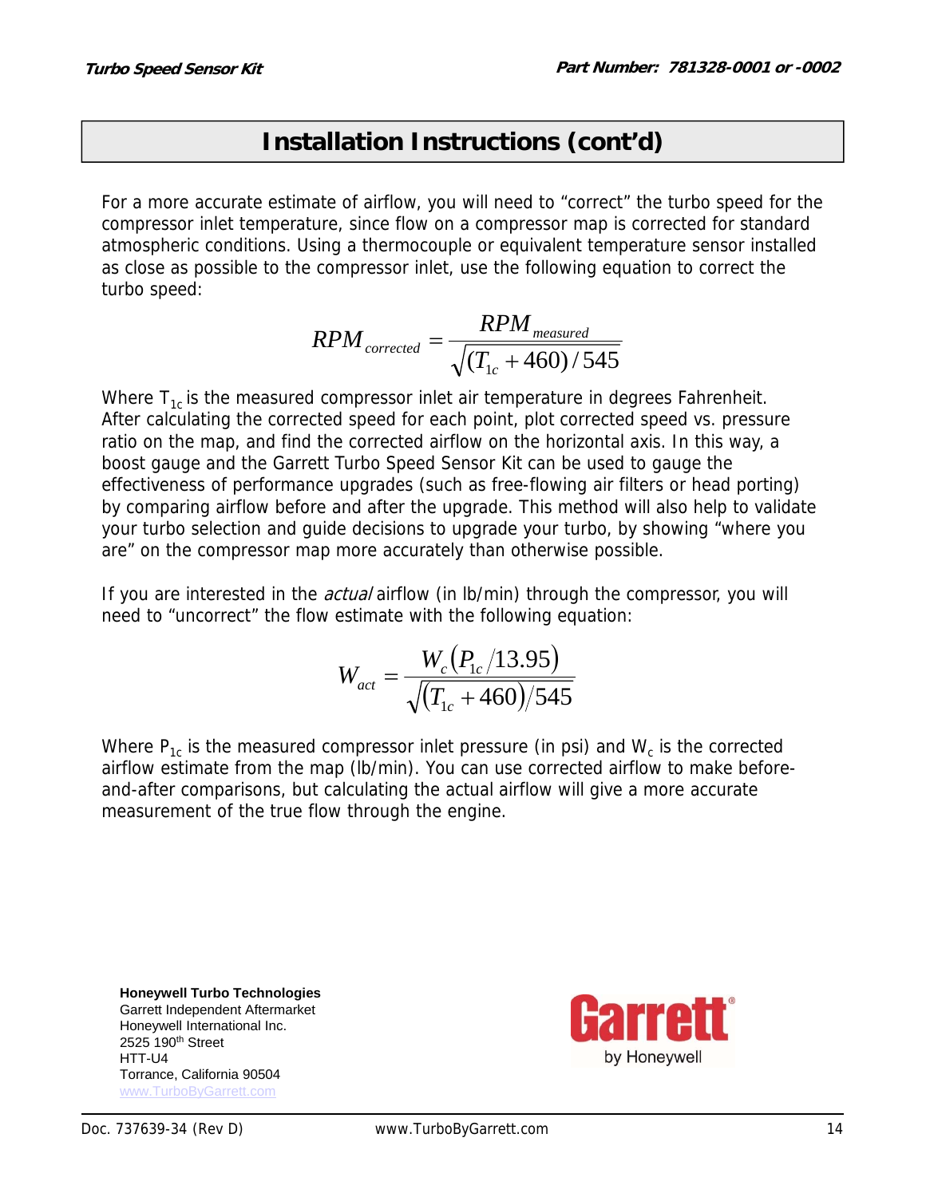## Installation Instructions (cont'd)

For a more accurate estimate of airflow, you will need to "correct" the turbo speed for the compressor inlet temperature, since flow on a compressor map is corrected for standard atmospheric conditions. Using a thermocouple or equivalent temperature sensor installed as close as possible to the compressor inlet, use the following equation to correct the turbo speed:

$$RPM_{corrected} = \frac{RPM_{measured}}{\sqrt{(T_{1c} + 460)/545}}$$

Where $T_{1c}$ is the measured compressor inlet air temperature in degrees Fahrenheit. After calculating the corrected speed for each point, plot corrected speed vs. pressure ratio on the map, and find the corrected airflow on the horizontal axis. In this way, a boost gauge and the Garrett Turbo Speed Sensor Kit can be used to gauge the effectiveness of performance upgrades (such as free-flowing air filters or head porting) by comparing airflow before and after the upgrade. This method will also help to validate your turbo selection and guide decisions to upgrade your turbo, by showing "where you are" on the compressor map more accurately than otherwise possible.

If you are interested in the *actual* airflow (in lb/min) through the compressor, you will need to "uncorrect" the flow estimate with the following equation:

$$W_{act} = \frac{W_c \left(P_{1c}/13.95\right)}{\sqrt{(T_{1c} + 460)/545}}$$

Where $P_{1c}$ is the measured compressor inlet pressure (in psi) and $W_c$ is the corrected airflow estimate from the map (lb/min). You can use corrected airflow to make before-and-after comparisons, but calculating the actual airflow will give a more accurate measurement of the true flow through the engine.

**Honeywell Turbo Technologies**
Garrett Independent Aftermarket
Honeywell International Inc.
2525 190th Street
HTT-U4
Torrance, California 90504
www.TurboByGarrett.com

Garrett by Honeywell